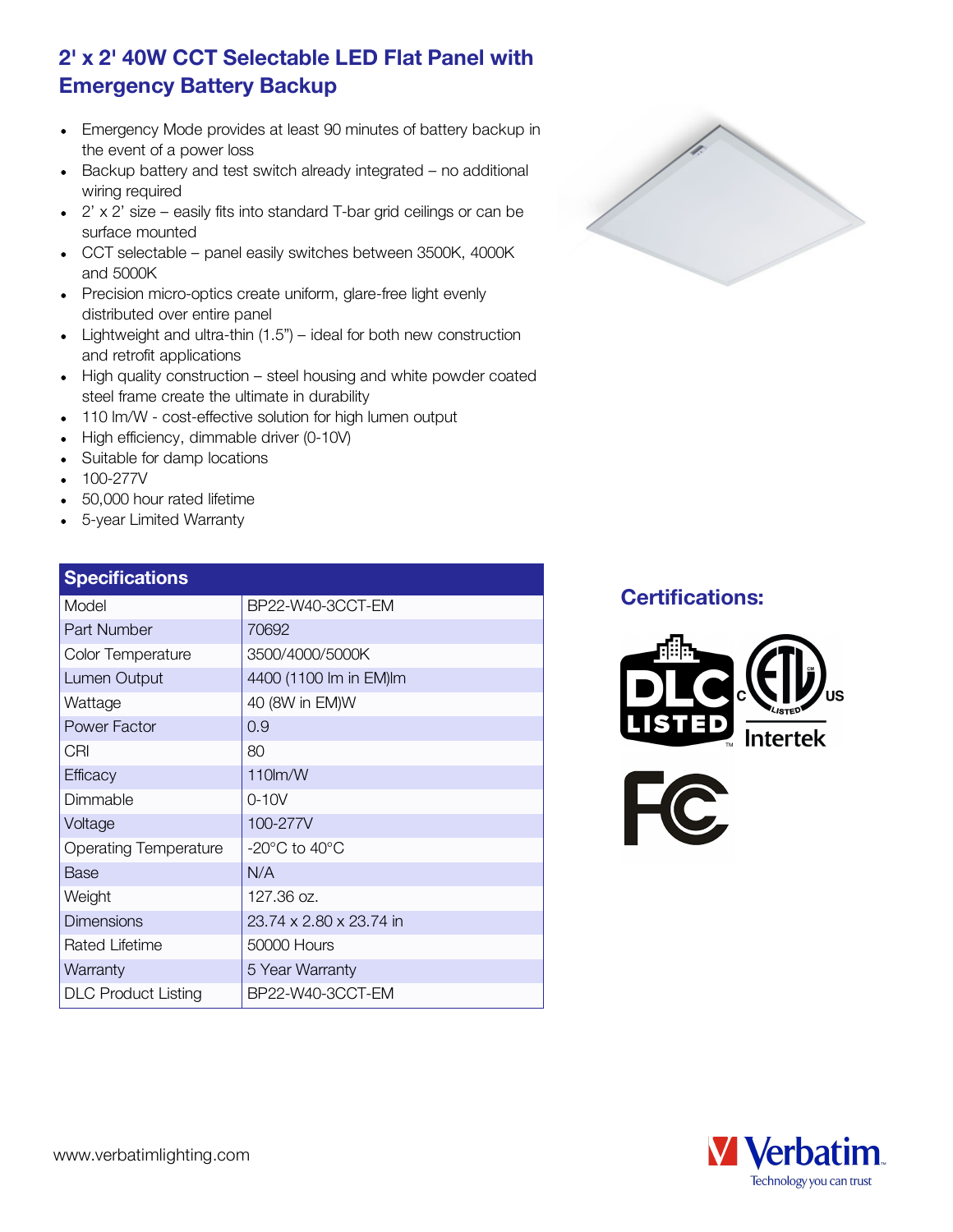# 2' x 2' 40W CCT Selectable LED Flat Panel with Emergency Battery Backup

- Emergency Mode provides at least 90 minutes of battery backup in the event of a power loss
- Backup battery and test switch already integrated – no additional wiring required
- 2' x 2' size – easily fits into standard T-bar grid ceilings or can be surface mounted
- CCT selectable – panel easily switches between 3500K, 4000K and 5000K
- Precision micro-optics create uniform, glare-free light evenly distributed over entire panel
- Lightweight and ultra-thin (1.5") – ideal for both new construction and retrofit applications
- High quality construction – steel housing and white powder coated steel frame create the ultimate in durability
- 110 lm/W - cost-effective solution for high lumen output
- High efficiency, dimmable driver (0-10V)
- Suitable for damp locations
- 100-277V
- 50,000 hour rated lifetime
- 5-year Limited Warranty

| Specifications | |
|---|---|
| Model | BP22-W40-3CCT-EM |
| Part Number | 70692 |
| Color Temperature | 3500/4000/5000K |
| Lumen Output | 4400 (1100 lm in EM)lm |
| Wattage | 40 (8W in EM)W |
| Power Factor | 0.9 |
| CRI | 80 |
| Efficacy | 110lm/W |
| Dimmable | 0-10V |
| Voltage | 100-277V |
| Operating Temperature | -20°C to 40°C |
| Base | N/A |
| Weight | 127.36 oz. |
| Dimensions | 23.74 x 2.80 x 23.74 in |
| Rated Lifetime | 50000 Hours |
| Warranty | 5 Year Warranty |
| DLC Product Listing | BP22-W40-3CCT-EM |

## Certifications:

www.verbatimlighting.com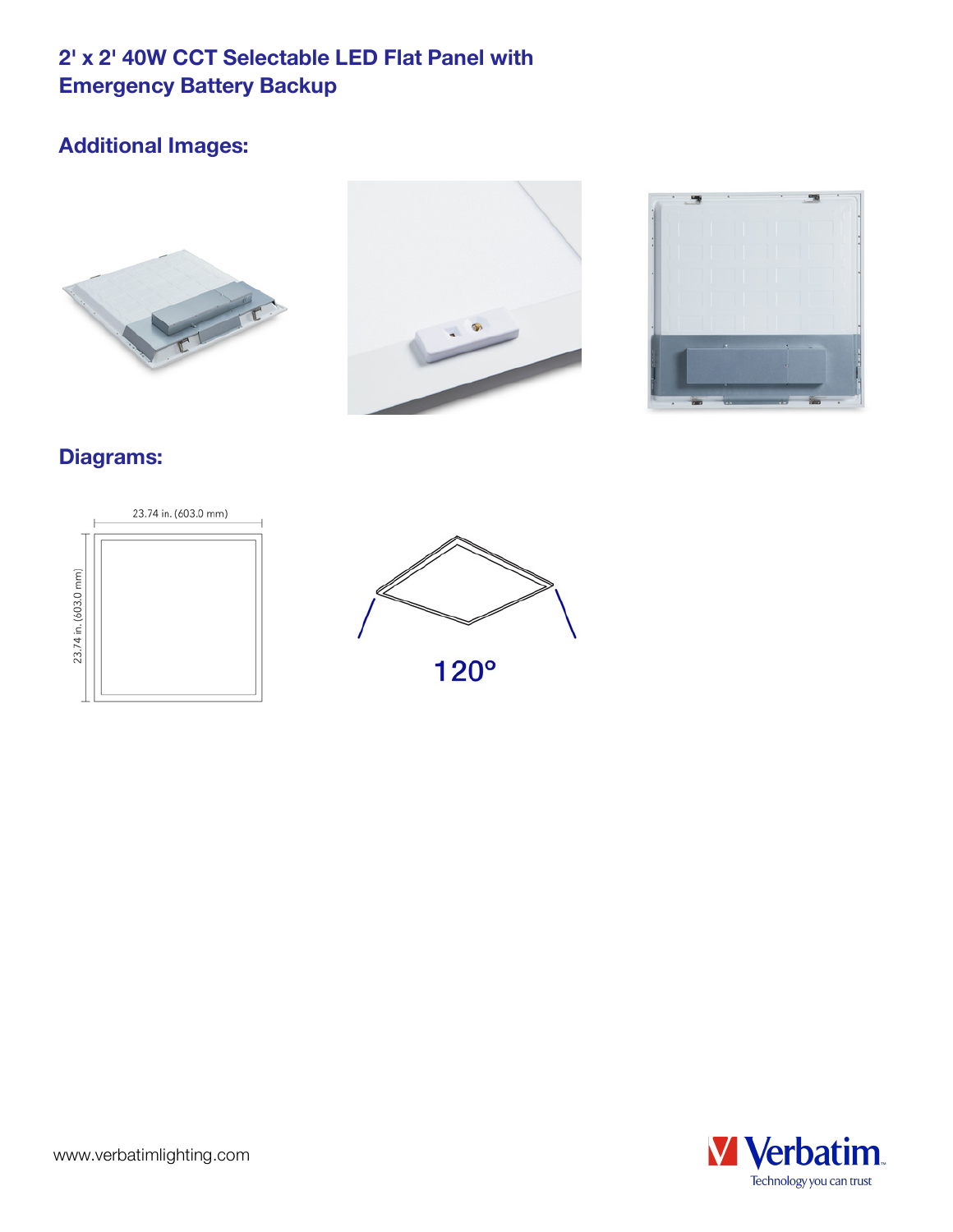## 2' x 2' 40W CCT Selectable LED Flat Panel with Emergency Battery Backup

### Additional Images:

### Diagrams:

23.74 in. (603.0 mm)

23.74 in. (603.0 mm)

120°

www.verbatimlighting.com

Verbatim
Technology you can trust